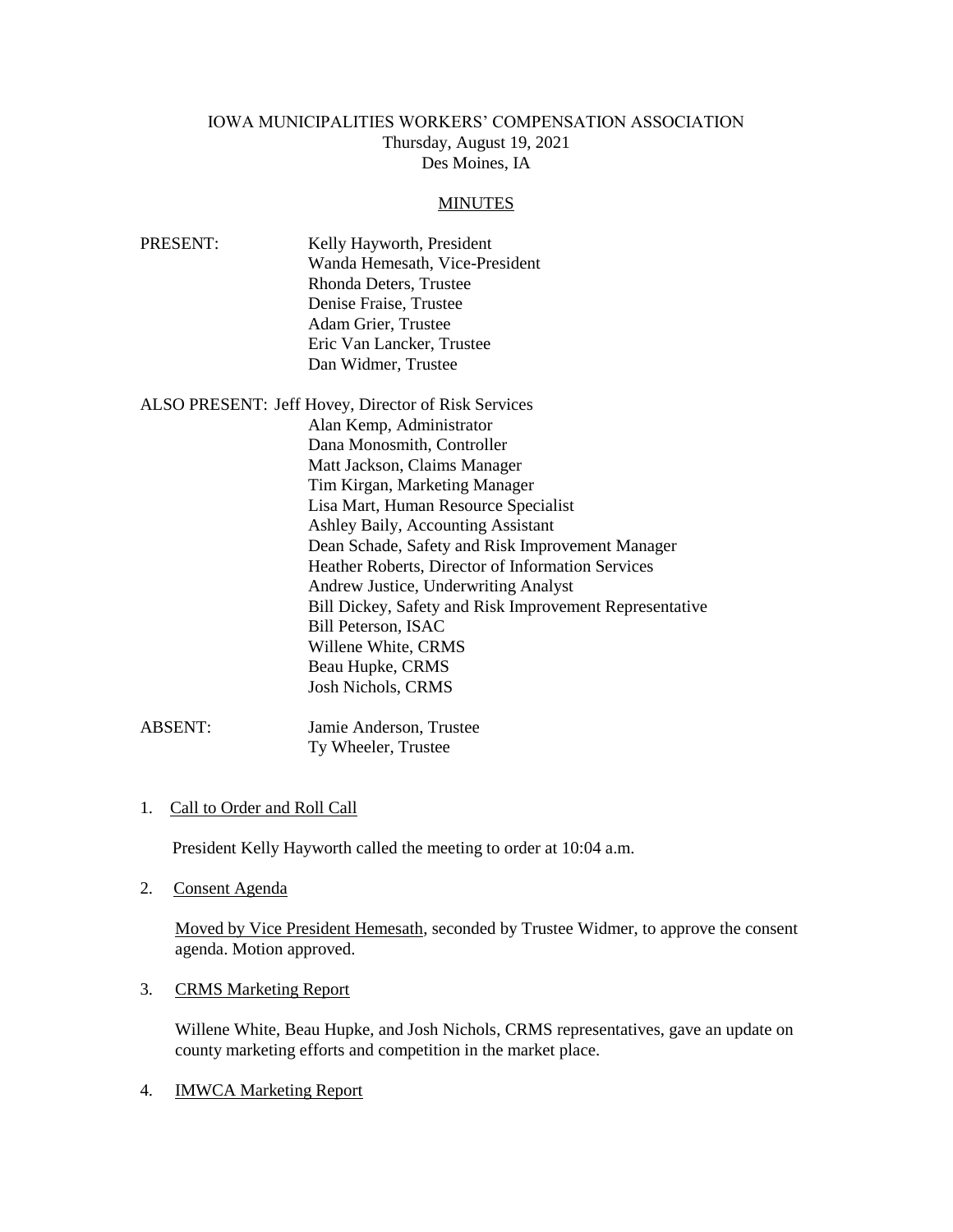# IOWA MUNICIPALITIES WORKERS' COMPENSATION ASSOCIATION

Thursday, August 19, 2021
Des Moines, IA

## MINUTES

PRESENT:
- Kelly Hayworth, President
- Wanda Hemesath, Vice-President
- Rhonda Deters, Trustee
- Denise Fraise, Trustee
- Adam Grier, Trustee
- Eric Van Lancker, Trustee
- Dan Widmer, Trustee

ALSO PRESENT:
- Jeff Hovey, Director of Risk Services
- Alan Kemp, Administrator
- Dana Monosmith, Controller
- Matt Jackson, Claims Manager
- Tim Kirgan, Marketing Manager
- Lisa Mart, Human Resource Specialist
- Ashley Baily, Accounting Assistant
- Dean Schade, Safety and Risk Improvement Manager
- Heather Roberts, Director of Information Services
- Andrew Justice, Underwriting Analyst
- Bill Dickey, Safety and Risk Improvement Representative
- Bill Peterson, ISAC
- Willene White, CRMS
- Beau Hupke, CRMS
- Josh Nichols, CRMS

ABSENT:
- Jamie Anderson, Trustee
- Ty Wheeler, Trustee

1. Call to Order and Roll Call

   President Kelly Hayworth called the meeting to order at 10:04 a.m.

2. Consent Agenda

   Moved by Vice President Hemesath, seconded by Trustee Widmer, to approve the consent agenda. Motion approved.

3. CRMS Marketing Report

   Willene White, Beau Hupke, and Josh Nichols, CRMS representatives, gave an update on county marketing efforts and competition in the market place.

4. IMWCA Marketing Report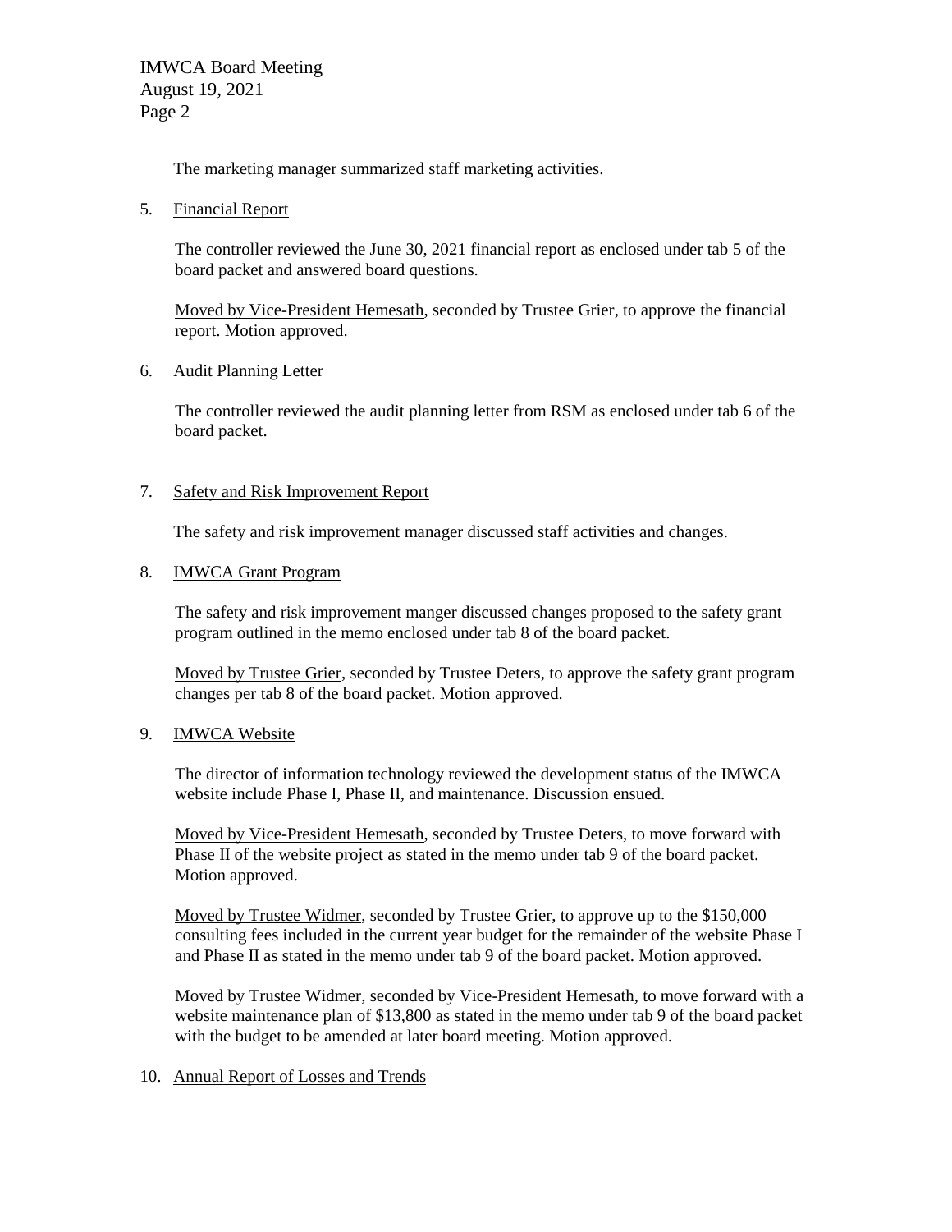The marketing manager summarized staff marketing activities.

5. Financial Report

   The controller reviewed the June 30, 2021 financial report as enclosed under tab 5 of the board packet and answered board questions.

   Moved by Vice-President Hemesath, seconded by Trustee Grier, to approve the financial report. Motion approved.

6. Audit Planning Letter

   The controller reviewed the audit planning letter from RSM as enclosed under tab 6 of the board packet.

7. Safety and Risk Improvement Report

   The safety and risk improvement manager discussed staff activities and changes.

8. IMWCA Grant Program

   The safety and risk improvement manger discussed changes proposed to the safety grant program outlined in the memo enclosed under tab 8 of the board packet.

   Moved by Trustee Grier, seconded by Trustee Deters, to approve the safety grant program changes per tab 8 of the board packet. Motion approved.

9. IMWCA Website

   The director of information technology reviewed the development status of the IMWCA website include Phase I, Phase II, and maintenance. Discussion ensued.

   Moved by Vice-President Hemesath, seconded by Trustee Deters, to move forward with Phase II of the website project as stated in the memo under tab 9 of the board packet. Motion approved.

   Moved by Trustee Widmer, seconded by Trustee Grier, to approve up to the $150,000 consulting fees included in the current year budget for the remainder of the website Phase I and Phase II as stated in the memo under tab 9 of the board packet. Motion approved.

   Moved by Trustee Widmer, seconded by Vice-President Hemesath, to move forward with a website maintenance plan of $13,800 as stated in the memo under tab 9 of the board packet with the budget to be amended at later board meeting. Motion approved.

10. Annual Report of Losses and Trends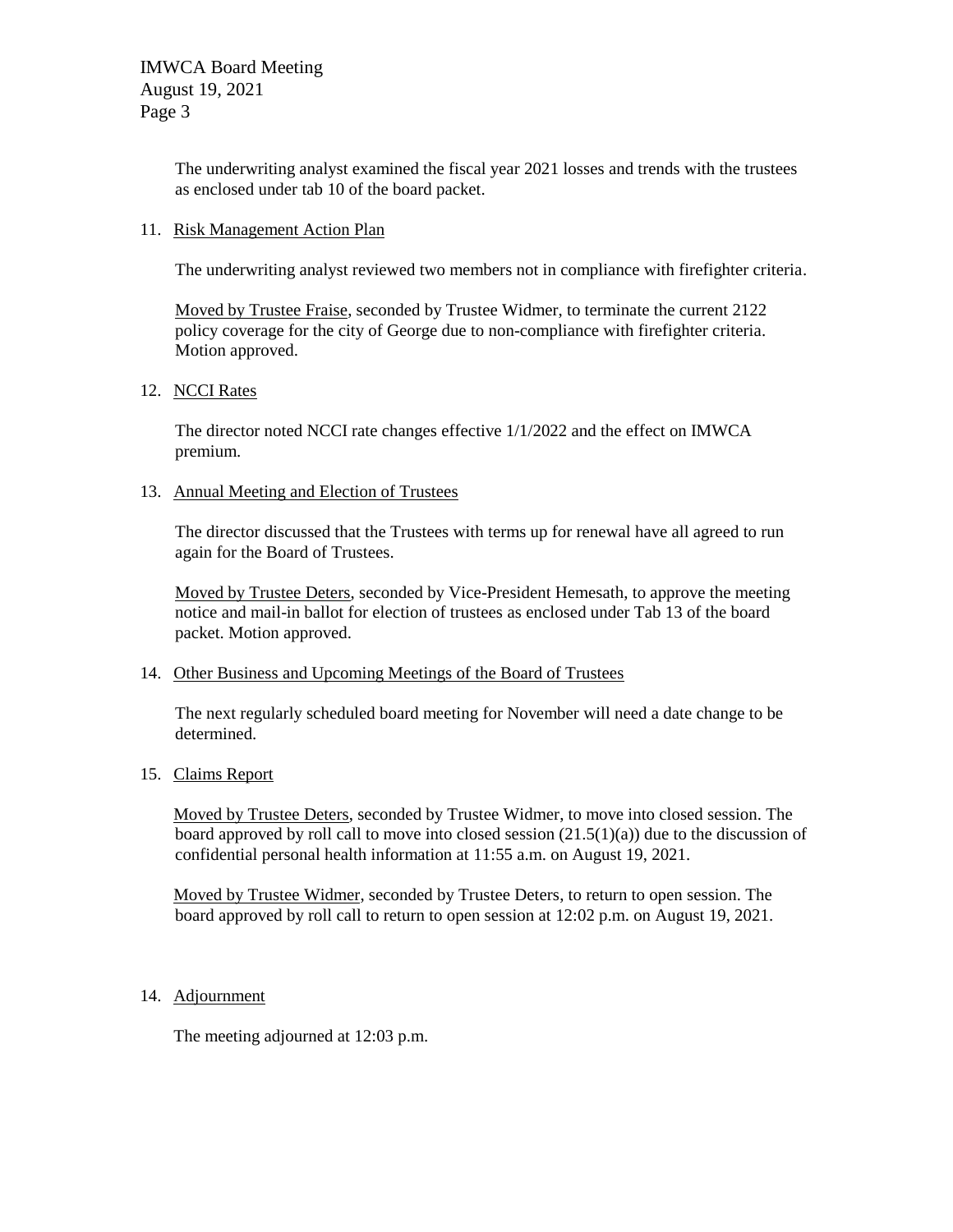The underwriting analyst examined the fiscal year 2021 losses and trends with the trustees as enclosed under tab 10 of the board packet.

11. Risk Management Action Plan

    The underwriting analyst reviewed two members not in compliance with firefighter criteria.

    Moved by Trustee Fraise, seconded by Trustee Widmer, to terminate the current 2122 policy coverage for the city of George due to non-compliance with firefighter criteria. Motion approved.

12. NCCI Rates

    The director noted NCCI rate changes effective 1/1/2022 and the effect on IMWCA premium.

13. Annual Meeting and Election of Trustees

    The director discussed that the Trustees with terms up for renewal have all agreed to run again for the Board of Trustees.

    Moved by Trustee Deters, seconded by Vice-President Hemesath, to approve the meeting notice and mail-in ballot for election of trustees as enclosed under Tab 13 of the board packet. Motion approved.

14. Other Business and Upcoming Meetings of the Board of Trustees

    The next regularly scheduled board meeting for November will need a date change to be determined.

15. Claims Report

    Moved by Trustee Deters, seconded by Trustee Widmer, to move into closed session. The board approved by roll call to move into closed session (21.5(1)(a)) due to the discussion of confidential personal health information at 11:55 a.m. on August 19, 2021.

    Moved by Trustee Widmer, seconded by Trustee Deters, to return to open session. The board approved by roll call to return to open session at 12:02 p.m. on August 19, 2021.

14. Adjournment

    The meeting adjourned at 12:03 p.m.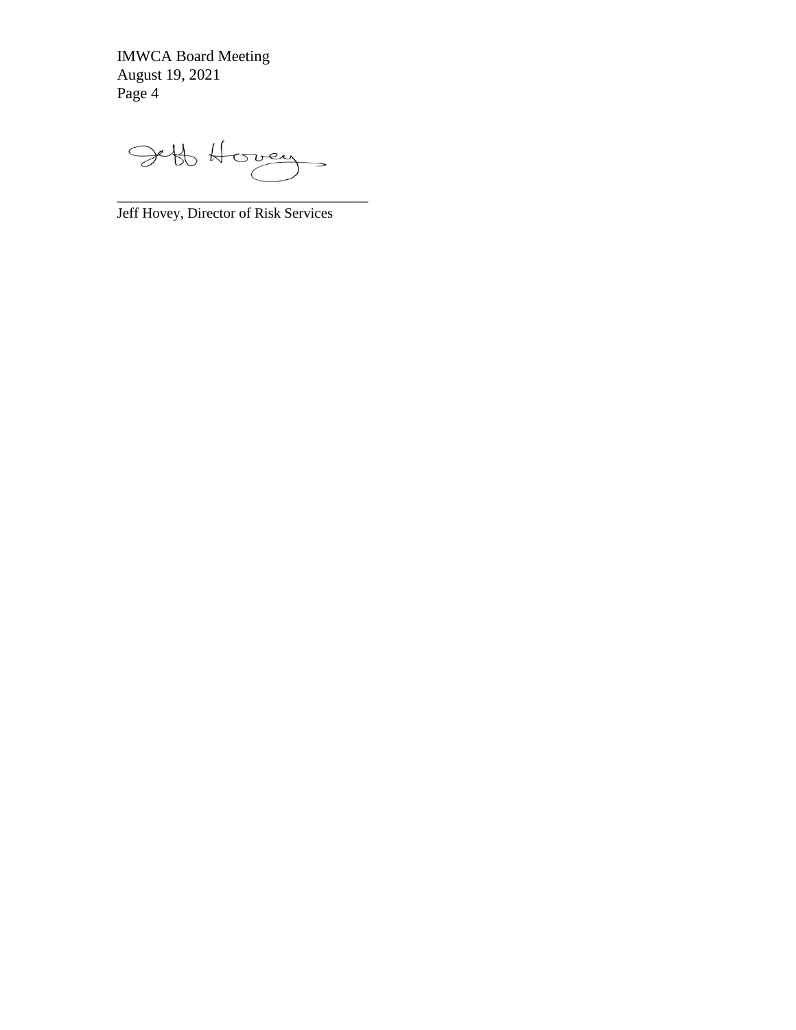\_\_\_\_\_\_\_\_\_\_\_\_\_\_\_\_\_\_\_\_\_\_\_\_\_\_\_\_\_\_\_\_\_\_\_

Jeff Hovey, Director of Risk Services